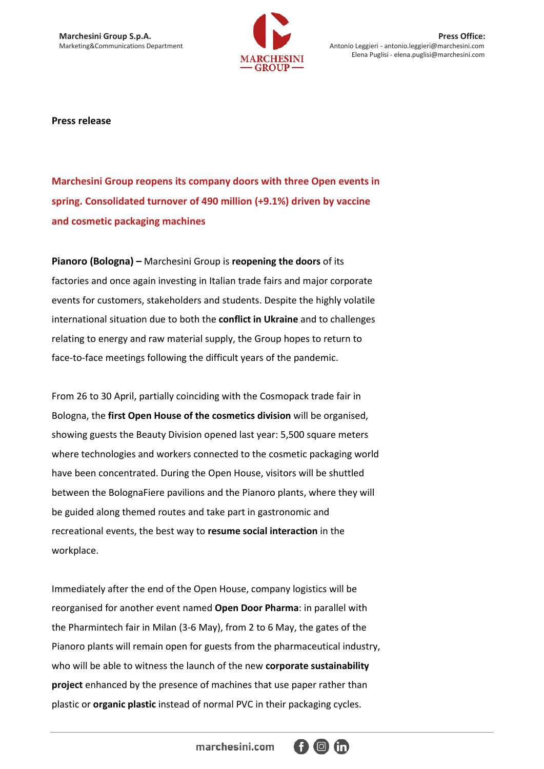Marchesini Group S.p.A.
Marketing&Communications Department

**Press Office:**
Antonio Leggieri - antonio.leggieri@marchesini.com
Elena Puglisi - elena.puglisi@marchesini.com

**Press release**

## Marchesini Group reopens its company doors with three Open events in spring. Consolidated turnover of 490 million (+9.1%) driven by vaccine and cosmetic packaging machines

**Pianoro (Bologna) –** Marchesini Group is **reopening the doors** of its factories and once again investing in Italian trade fairs and major corporate events for customers, stakeholders and students. Despite the highly volatile international situation due to both the **conflict in Ukraine** and to challenges relating to energy and raw material supply, the Group hopes to return to face-to-face meetings following the difficult years of the pandemic.

From 26 to 30 April, partially coinciding with the Cosmopack trade fair in Bologna, the **first Open House of the cosmetics division** will be organised, showing guests the Beauty Division opened last year: 5,500 square meters where technologies and workers connected to the cosmetic packaging world have been concentrated. During the Open House, visitors will be shuttled between the BolognaFiere pavilions and the Pianoro plants, where they will be guided along themed routes and take part in gastronomic and recreational events, the best way to **resume social interaction** in the workplace.

Immediately after the end of the Open House, company logistics will be reorganised for another event named **Open Door Pharma**: in parallel with the Pharmintech fair in Milan (3-6 May), from 2 to 6 May, the gates of the Pianoro plants will remain open for guests from the pharmaceutical industry, who will be able to witness the launch of the new **corporate sustainability project** enhanced by the presence of machines that use paper rather than plastic or **organic plastic** instead of normal PVC in their packaging cycles.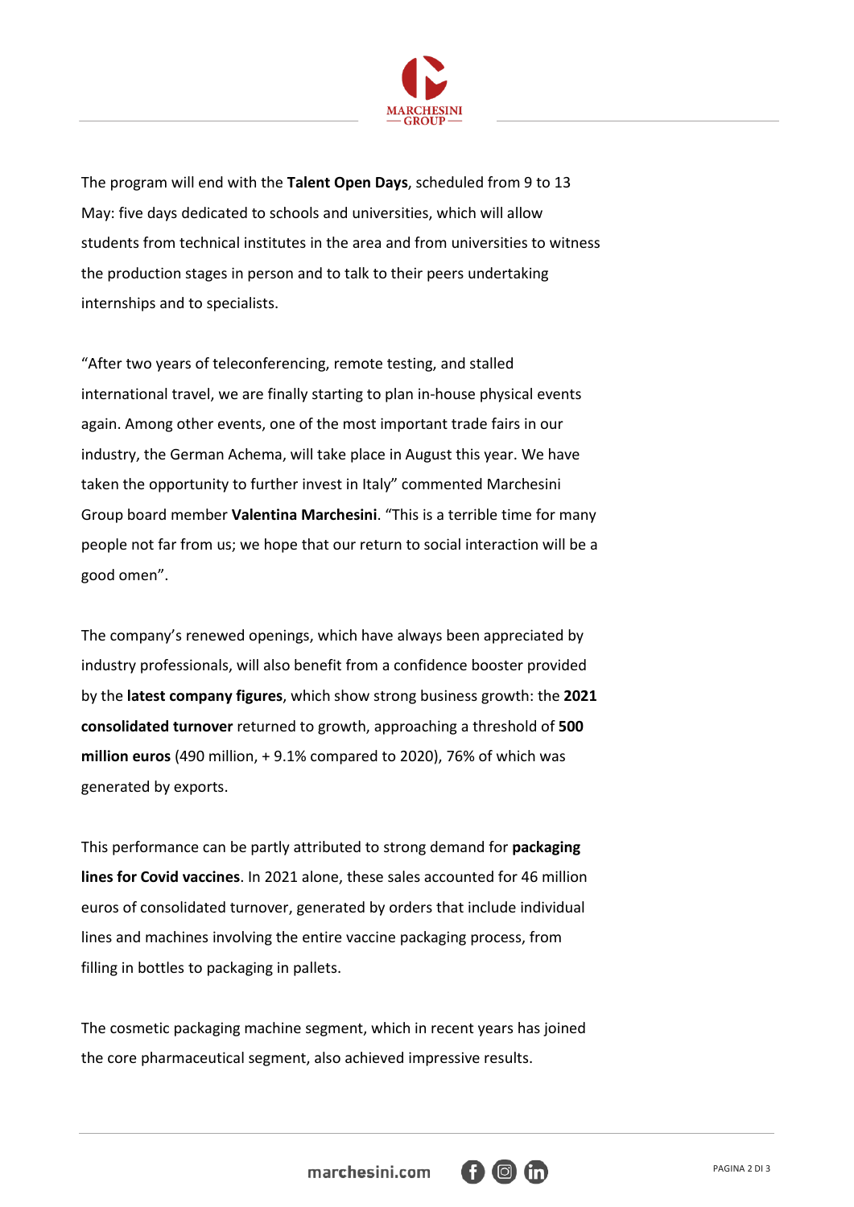The program will end with the **Talent Open Days**, scheduled from 9 to 13 May: five days dedicated to schools and universities, which will allow students from technical institutes in the area and from universities to witness the production stages in person and to talk to their peers undertaking internships and to specialists.

"After two years of teleconferencing, remote testing, and stalled international travel, we are finally starting to plan in-house physical events again. Among other events, one of the most important trade fairs in our industry, the German Achema, will take place in August this year. We have taken the opportunity to further invest in Italy" commented Marchesini Group board member **Valentina Marchesini**. "This is a terrible time for many people not far from us; we hope that our return to social interaction will be a good omen".

The company's renewed openings, which have always been appreciated by industry professionals, will also benefit from a confidence booster provided by the **latest company figures**, which show strong business growth: the **2021 consolidated turnover** returned to growth, approaching a threshold of **500 million euros** (490 million, + 9.1% compared to 2020), 76% of which was generated by exports.

This performance can be partly attributed to strong demand for **packaging lines for Covid vaccines**. In 2021 alone, these sales accounted for 46 million euros of consolidated turnover, generated by orders that include individual lines and machines involving the entire vaccine packaging process, from filling in bottles to packaging in pallets.

The cosmetic packaging machine segment, which in recent years has joined the core pharmaceutical segment, also achieved impressive results.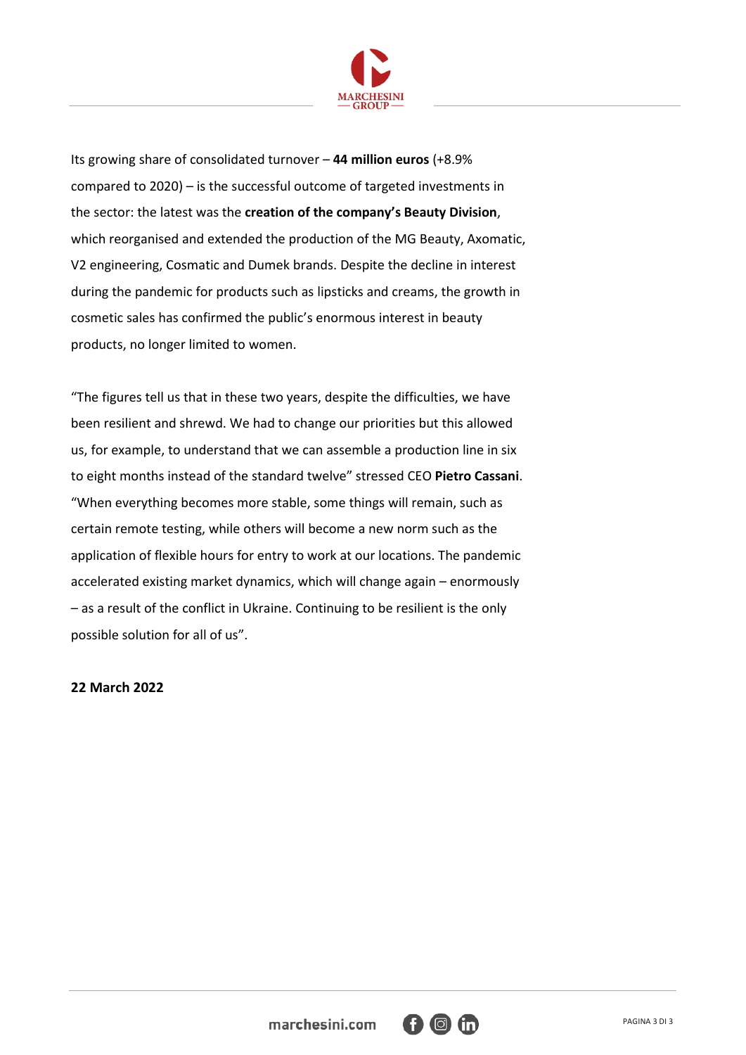Its growing share of consolidated turnover – **44 million euros** (+8.9% compared to 2020) – is the successful outcome of targeted investments in the sector: the latest was the **creation of the company's Beauty Division**, which reorganised and extended the production of the MG Beauty, Axomatic, V2 engineering, Cosmatic and Dumek brands. Despite the decline in interest during the pandemic for products such as lipsticks and creams, the growth in cosmetic sales has confirmed the public's enormous interest in beauty products, no longer limited to women.

"The figures tell us that in these two years, despite the difficulties, we have been resilient and shrewd. We had to change our priorities but this allowed us, for example, to understand that we can assemble a production line in six to eight months instead of the standard twelve" stressed CEO **Pietro Cassani**. "When everything becomes more stable, some things will remain, such as certain remote testing, while others will become a new norm such as the application of flexible hours for entry to work at our locations. The pandemic accelerated existing market dynamics, which will change again – enormously – as a result of the conflict in Ukraine. Continuing to be resilient is the only possible solution for all of us".

**22 March 2022**